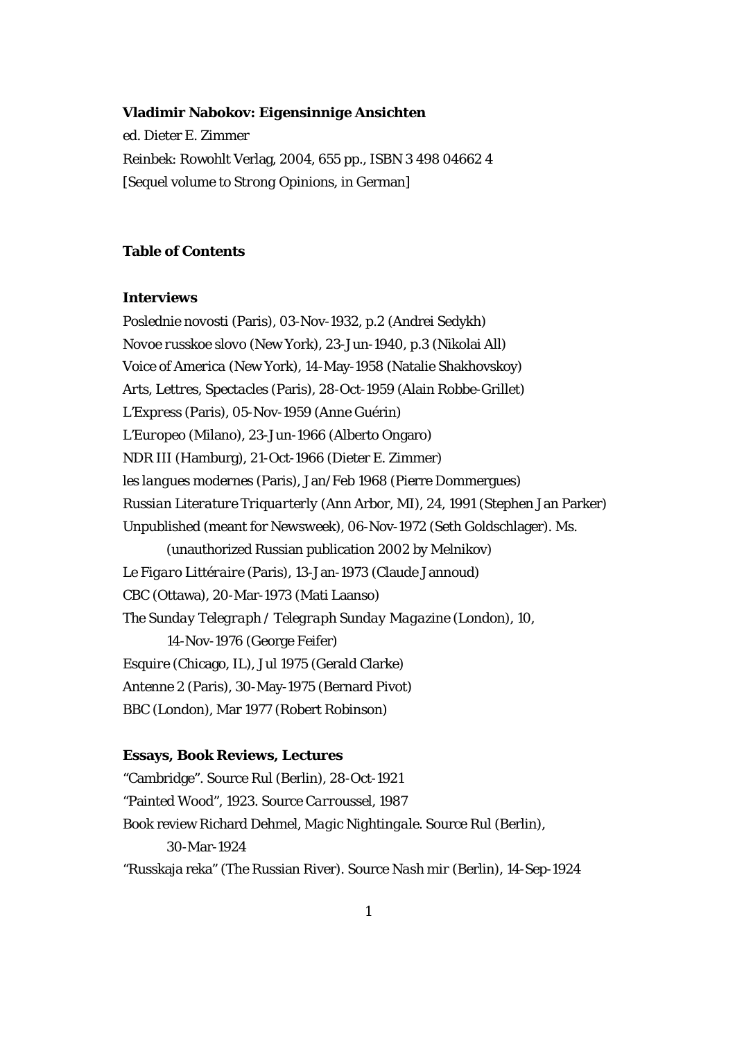**Vladimir Nabokov: Eigensinnige Ansichten**

ed. Dieter E. Zimmer

Reinbek: Rowohlt Verlag, 2004, 655 pp., ISBN 3 498 04662 4

[Sequel volume to *Strong Opinions*, in German]

**Table of Contents**

**Interviews**

*Poslednie novosti* (Paris), 03-Nov-1932, p.2 (Andrei Sedykh)
*Novoe russkoe slovo* (New York), 23-Jun-1940, p.3 (Nikolai All)
Voice of America (New York), 14-May-1958 (Natalie Shakhovskoy)
*Arts, Lettres, Spectacles* (Paris), 28-Oct-1959 (Alain Robbe-Grillet)
*L'Express* (Paris), 05-Nov-1959 (Anne Guérin)
*L'Europeo* (Milano), 23-Jun-1966 (Alberto Ongaro)
NDR III (Hamburg), 21-Oct-1966 (Dieter E. Zimmer)
*les langues modernes* (Paris), Jan/Feb 1968 (Pierre Dommergues)
*Russian Literature Triquarterly* (Ann Arbor, MI), 24, 1991 (Stephen Jan Parker)
Unpublished (meant for Newsweek), 06-Nov-1972 (Seth Goldschlager). Ms.
    (unauthorized Russian publication 2002 by Melnikov)
*Le Figaro Littéraire* (Paris), 13-Jan-1973 (Claude Jannoud)
CBC (Ottawa), 20-Mar-1973 (Mati Laanso)
*The Sunday Telegraph / Telegraph Sunday Magazine* (London), 10,
    14-Nov-1976 (George Feifer)
*Esquire* (Chicago, IL), Jul 1975 (Gerald Clarke)
Antenne 2 (Paris), 30-May-1975 (Bernard Pivot)
BBC (London), Mar 1977 (Robert Robinson)

**Essays, Book Reviews, Lectures**

"Cambridge". Source *Rul* (Berlin), 28-Oct-1921
"Painted Wood", 1923. Source *Carroussel*, 1987
Book review Richard Dehmel, *Magic Nightingale*. Source *Rul* (Berlin),
    30-Mar-1924
"Russkaja reka" (The Russian River). Source *Nash mir* (Berlin), 14-Sep-1924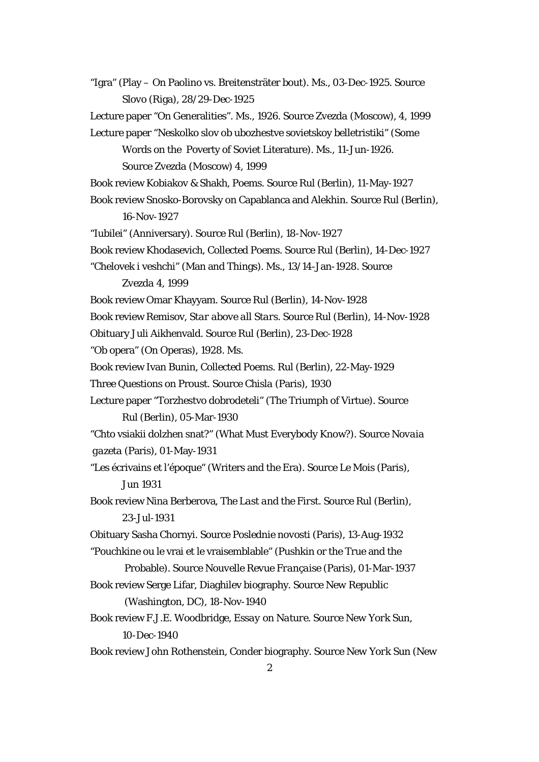"Igra" (Play – On Paolino vs. Breitensträter bout). Ms., 03-Dec-1925. Source Slovo (Riga), 28/29-Dec-1925

Lecture paper "On Generalities". Ms., 1926. Source Zvezda (Moscow), 4, 1999

Lecture paper "Neskolko slov ob ubozhestve sovietskoy belletristiki" (Some Words on the Poverty of Soviet Literature). Ms., 11-Jun-1926. Source Zvezda (Moscow) 4, 1999

Book review Kobiakov & Shakh, Poems. Source Rul (Berlin), 11-May-1927

Book review Snosko-Borovsky on Capablanca and Alekhin. Source Rul (Berlin), 16-Nov-1927

"Iubilei" (Anniversary). Source Rul (Berlin), 18-Nov-1927

Book review Khodasevich, Collected Poems. Source Rul (Berlin), 14-Dec-1927

"Chelovek i veshchi" (Man and Things). Ms., 13/14-Jan-1928. Source Zvezda 4, 1999

Book review Omar Khayyam. Source Rul (Berlin), 14-Nov-1928

Book review Remisov, *Star above all Stars*. Source Rul (Berlin), 14-Nov-1928

Obituary Juli Aikhenvald. Source Rul (Berlin), 23-Dec-1928

"Ob opera" (On Operas), 1928. Ms.

Book review Ivan Bunin, Collected Poems. Rul (Berlin), 22-May-1929

Three Questions on Proust. Source Chisla (Paris), 1930

Lecture paper "Torzhestvo dobrodeteli" (The Triumph of Virtue). Source Rul (Berlin), 05-Mar-1930

"Chto vsiakii dolzhen snat?" (What Must Everybody Know?). Source *Novaia gazeta* (Paris), 01-May-1931

"Les écrivains et l'époque" (Writers and the Era). Source Le Mois (Paris), Jun 1931

Book review Nina Berberova, *The Last and the First*. Source Rul (Berlin), 23-Jul-1931

Obituary Sasha Chornyi. Source Poslednie novosti (Paris), 13-Aug-1932

"Pouchkine ou le vrai et le vraisemblable" (Pushkin or the True and the Probable). Source *Nouvelle Revue Française* (Paris), 01-Mar-1937

Book review Serge Lifar, Diaghilev biography. Source New Republic (Washington, DC), 18-Nov-1940

Book review F.J.E. Woodbridge, *Essay on Nature*. Source *New York Sun*, 10-Dec-1940

Book review John Rothenstein, Conder biography. Source *New York Sun* (New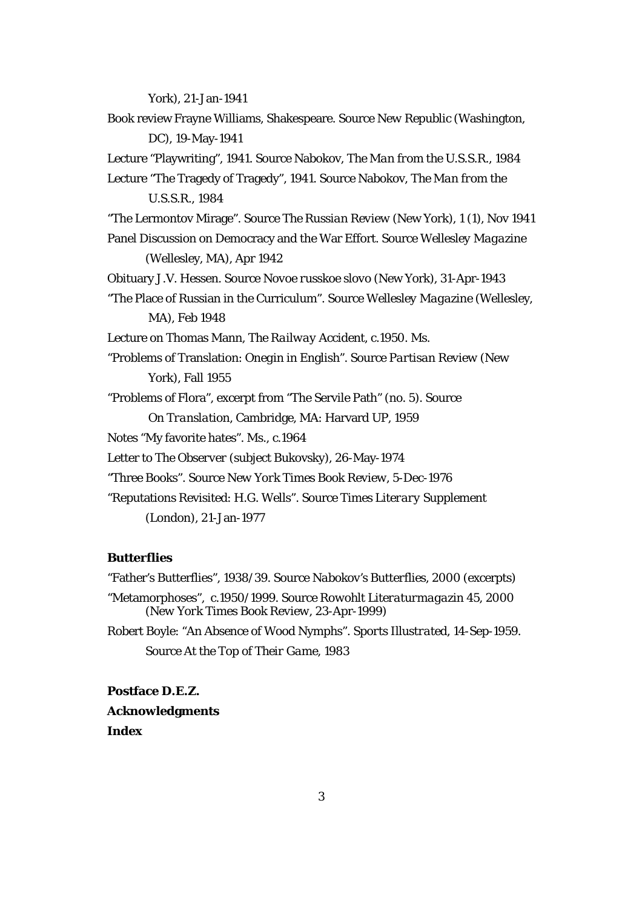York), 21-Jan-1941

Book review Frayne Williams, Shakespeare. Source New Republic (Washington, DC), 19-May-1941

Lecture "Playwriting", 1941. Source Nabokov, *The Man from the U.S.S.R.*, 1984

Lecture "The Tragedy of Tragedy", 1941. Source Nabokov, *The Man from the U.S.S.R.*, 1984

"The Lermontov Mirage". Source *The Russian Review* (New York), 1 (1), Nov 1941

Panel Discussion on Democracy and the War Effort. Source *Wellesley Magazine* (Wellesley, MA), Apr 1942

Obituary J.V. Hessen. Source *Novoe russkoe slovo* (New York), 31-Apr-1943

"The Place of Russian in the Curriculum". Source *Wellesley Magazine* (Wellesley, MA), Feb 1948

Lecture on Thomas Mann, *The Railway Accident*, c.1950. Ms.

"Problems of Translation: Onegin in English". Source *Partisan Review* (New York), Fall 1955

"Problems of Flora", excerpt from "The Servile Path" (no. 5). Source *On Translation*, Cambridge, MA: Harvard UP, 1959

Notes "My favorite hates". Ms., c.1964

Letter to The Observer (subject Bukovsky), 26-May-1974

"Three Books". Source *New York Times Book Review*, 5-Dec-1976

"Reputations Revisited: H.G. Wells". Source *Times Literary Supplement* (London), 21-Jan-1977

**Butterflies**

"Father's Butterflies", 1938/39. Source *Nabokov's Butterflies*, 2000 (excerpts)

"Metamorphoses", c.1950/1999. Source *Rowohlt Literaturmagazin* 45, 2000 (*New York Times Book Review*, 23-Apr-1999)

Robert Boyle: "An Absence of Wood Nymphs". *Sports Illustrated*, 14-Sep-1959. Source *At the Top of Their Game*, 1983

**Postface D.E.Z.**

**Acknowledgments**

**Index**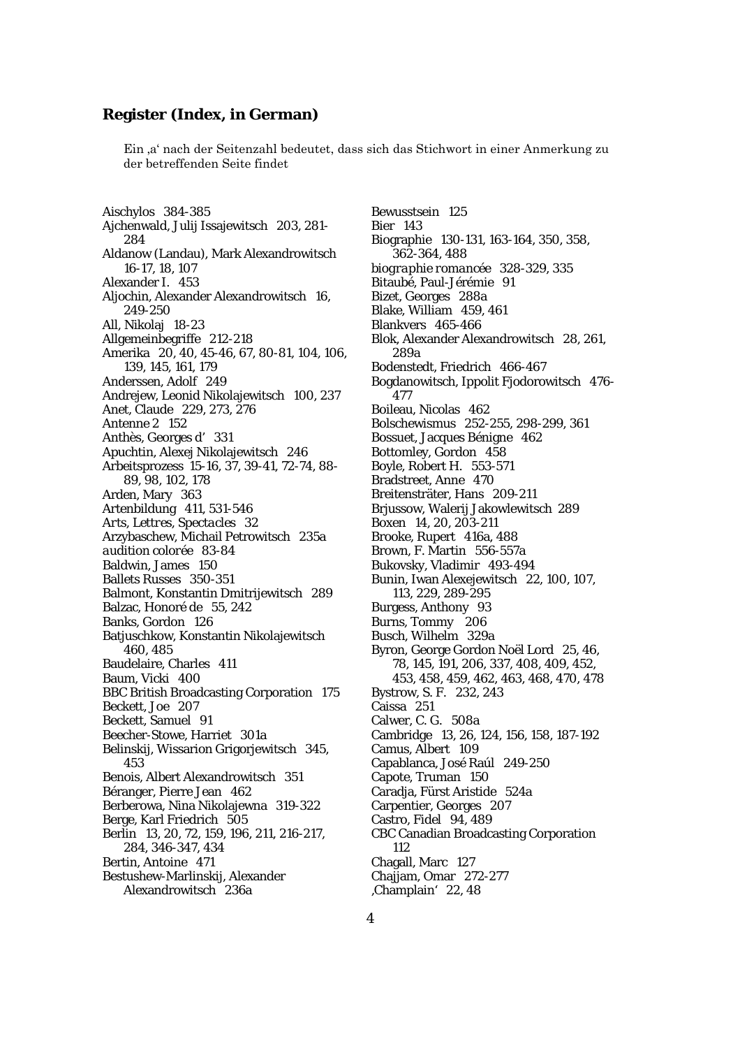## Register (Index, in German)

Ein ‚a' nach der Seitenzahl bedeutet, dass sich das Stichwort in einer Anmerkung zu der betreffenden Seite findet

Aischylos 384-385
Ajchenwald, Julij Issajewitsch 203, 281-284
Aldanow (Landau), Mark Alexandrowitsch 16-17, 18, 107
Alexander I. 453
Aljochin, Alexander Alexandrowitsch 16, 249-250
All, Nikolaj 18-23
Allgemeinbegriffe 212-218
Amerika 20, 40, 45-46, 67, 80-81, 104, 106, 139, 145, 161, 179
Anderssen, Adolf 249
Andrejew, Leonid Nikolajewitsch 100, 237
Anet, Claude 229, 273, 276
Antenne 2 152
Anthès, Georges d' 331
Apuchtin, Alexej Nikolajewitsch 246
Arbeitsprozess 15-16, 37, 39-41, 72-74, 88-89, 98, 102, 178
Arden, Mary 363
Artenbildung 411, 531-546
Arts, Lettres, Spectacles 32
Arzybaschew, Michail Petrowitsch 235a
*audition colorée* 83-84
Baldwin, James 150
Ballets Russes 350-351
Balmont, Konstantin Dmitrijewitsch 289
Balzac, Honoré de 55, 242
Banks, Gordon 126
Batjuschkow, Konstantin Nikolajewitsch 460, 485
Baudelaire, Charles 411
Baum, Vicki 400
BBC British Broadcasting Corporation 175
Beckett, Joe 207
Beckett, Samuel 91
Beecher-Stowe, Harriet 301a
Belinskij, Wissarion Grigorjewitsch 345, 453
Benois, Albert Alexandrowitsch 351
Béranger, Pierre Jean 462
Berberowa, Nina Nikolajewna 319-322
Berge, Karl Friedrich 505
Berlin 13, 20, 72, 159, 196, 211, 216-217, 284, 346-347, 434
Bertin, Antoine 471
Bestushew-Marlinskij, Alexander Alexandrowitsch 236a
Bewusstsein 125
Bier 143
Biographie 130-131, 163-164, 350, 358, 362-364, 488
*biographie romancée* 328-329, 335
Bitaubé, Paul-Jérémie 91
Bizet, Georges 288a
Blake, William 459, 461
Blankvers 465-466
Blok, Alexander Alexandrowitsch 28, 261, 289a
Bodenstedt, Friedrich 466-467
Bogdanowitsch, Ippolit Fjodorowitsch 476-477
Boileau, Nicolas 462
Bolschewismus 252-255, 298-299, 361
Bossuet, Jacques Bénigne 462
Bottomley, Gordon 458
Boyle, Robert H. 553-571
Bradstreet, Anne 470
Breitensträter, Hans 209-211
Brjussow, Walerij Jakowlewitsch 289
Boxen 14, 20, 203-211
Brooke, Rupert 416a, 488
Brown, F. Martin 556-557a
Bukovsky, Vladimir 493-494
Bunin, Iwan Alexejewitsch 22, 100, 107, 113, 229, 289-295
Burgess, Anthony 93
Burns, Tommy 206
Busch, Wilhelm 329a
Byron, George Gordon Noël Lord 25, 46, 78, 145, 191, 206, 337, 408, 409, 452, 453, 458, 459, 462, 463, 468, 470, 478
Bystrow, S. F. 232, 243
Caissa 251
Calwer, C. G. 508a
Cambridge 13, 26, 124, 156, 158, 187-192
Camus, Albert 109
Capablanca, José Raúl 249-250
Capote, Truman 150
Caradja, Fürst Aristide 524a
Carpentier, Georges 207
Castro, Fidel 94, 489
CBC Canadian Broadcasting Corporation 112
Chagall, Marc 127
Chajjam, Omar 272-277
‚Champlain' 22, 48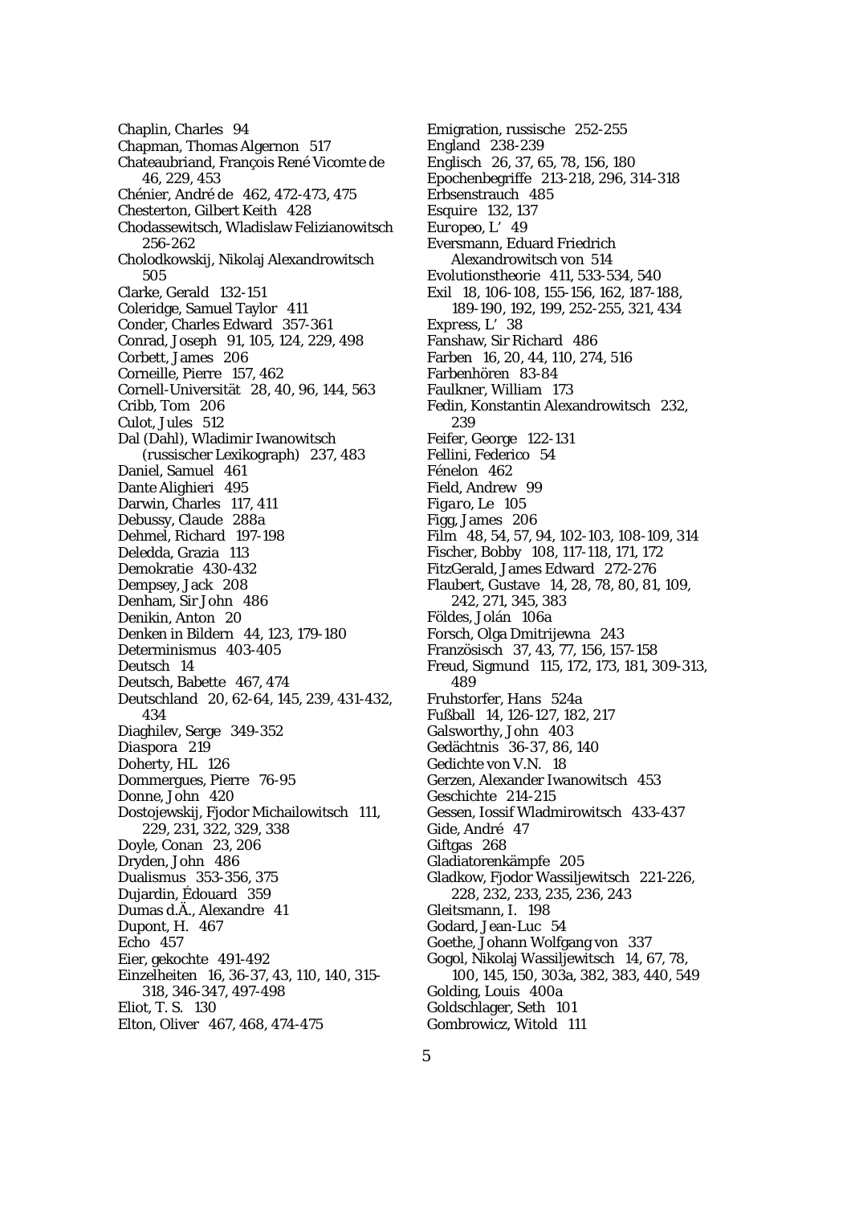Chaplin, Charles 94
Chapman, Thomas Algernon 517
Chateaubriand, François René Vicomte de 46, 229, 453
Chénier, André de 462, 472-473, 475
Chesterton, Gilbert Keith 428
Chodassewitsch, Wladislaw Felizianowitsch 256-262
Cholodkowskij, Nikolaj Alexandrowitsch 505
Clarke, Gerald 132-151
Coleridge, Samuel Taylor 411
Conder, Charles Edward 357-361
Conrad, Joseph 91, 105, 124, 229, 498
Corbett, James 206
Corneille, Pierre 157, 462
Cornell-Universität 28, 40, 96, 144, 563
Cribb, Tom 206
Culot, Jules 512
Dal (Dahl), Wladimir Iwanowitsch (russischer Lexikograph) 237, 483
Daniel, Samuel 461
Dante Alighieri 495
Darwin, Charles 117, 411
Debussy, Claude 288a
Dehmel, Richard 197-198
Deledda, Grazia 113
Demokratie 430-432
Dempsey, Jack 208
Denham, Sir John 486
Denikin, Anton 20
Denken in Bildern 44, 123, 179-180
Determinismus 403-405
Deutsch 14
Deutsch, Babette 467, 474
Deutschland 20, 62-64, 145, 239, 431-432, 434
Diaghilev, Serge 349-352
*Diaspora* 219
Doherty, HL 126
Dommergues, Pierre 76-95
Donne, John 420
Dostojewskij, Fjodor Michailowitsch 111, 229, 231, 322, 329, 338
Doyle, Conan 23, 206
Dryden, John 486
Dualismus 353-356, 375
Dujardin, Édouard 359
Dumas d.Ä., Alexandre 41
Dupont, H. 467
Echo 457
Eier, gekochte 491-492
Einzelheiten 16, 36-37, 43, 110, 140, 315-318, 346-347, 497-498
Eliot, T. S. 130
Elton, Oliver 467, 468, 474-475
Emigration, russische 252-255
England 238-239
Englisch 26, 37, 65, 78, 156, 180
Epochenbegriffe 213-218, 296, 314-318
Erbsenstrauch 485
*Esquire* 132, 137
*Europeo, L'* 49
Eversmann, Eduard Friedrich Alexandrowitsch von 514
Evolutionstheorie 411, 533-534, 540
Exil 18, 106-108, 155-156, 162, 187-188, 189-190, 192, 199, 252-255, 321, 434
*Express, L'* 38
Fanshaw, Sir Richard 486
Farben 16, 20, 44, 110, 274, 516
Farbenhören 83-84
Faulkner, William 173
Fedin, Konstantin Alexandrowitsch 232, 239
Feifer, George 122-131
Fellini, Federico 54
Fénelon 462
Field, Andrew 99
*Figaro, Le* 105
Figg, James 206
Film 48, 54, 57, 94, 102-103, 108-109, 314
Fischer, Bobby 108, 117-118, 171, 172
FitzGerald, James Edward 272-276
Flaubert, Gustave 14, 28, 78, 80, 81, 109, 242, 271, 345, 383
Földes, Jolán 106a
Forsch, Olga Dmitrijewna 243
Französisch 37, 43, 77, 156, 157-158
Freud, Sigmund 115, 172, 173, 181, 309-313, 489
Fruhstorfer, Hans 524a
Fußball 14, 126-127, 182, 217
Galsworthy, John 403
Gedächtnis 36-37, 86, 140
Gedichte von V.N. 18
Gerzen, Alexander Iwanowitsch 453
Geschichte 214-215
Gessen, Iossif Wladmirowitsch 433-437
Gide, André 47
Giftgas 268
Gladiatorenkämpfe 205
Gladkow, Fjodor Wassiljewitsch 221-226, 228, 232, 233, 235, 236, 243
Gleitsmann, I. 198
Godard, Jean-Luc 54
Goethe, Johann Wolfgang von 337
Gogol, Nikolaj Wassiljewitsch 14, 67, 78, 100, 145, 150, 303a, 382, 383, 440, 549
Golding, Louis 400a
Goldschlager, Seth 101
Gombrowicz, Witold 111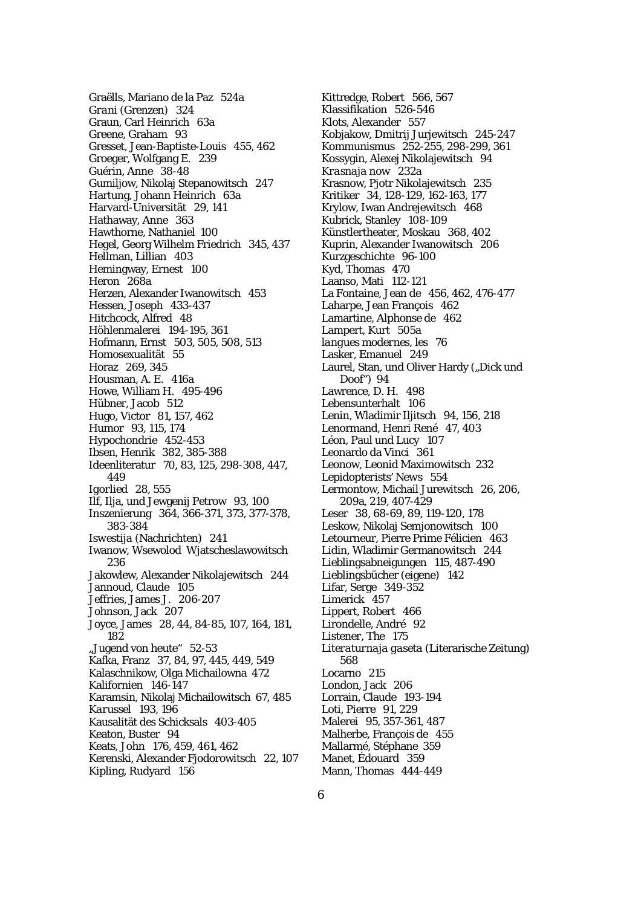Graëlls, Mariano de la Paz 524a
*Grani* (Grenzen) 324
Graun, Carl Heinrich 63a
Greene, Graham 93
Gresset, Jean-Baptiste-Louis 455, 462
Groeger, Wolfgang E. 239
Guérin, Anne 38-48
Gumiljow, Nikolaj Stepanowitsch 247
Hartung, Johann Heinrich 63a
Harvard-Universität 29, 141
Hathaway, Anne 363
Hawthorne, Nathaniel 100
Hegel, Georg Wilhelm Friedrich 345, 437
Hellman, Lillian 403
Hemingway, Ernest 100
Heron 268a
Herzen, Alexander Iwanowitsch 453
Hessen, Joseph 433-437
Hitchcock, Alfred 48
Höhlenmalerei 194-195, 361
Hofmann, Ernst 503, 505, 508, 513
Homosexualität 55
Horaz 269, 345
Housman, A. E. 416a
Howe, William H. 495-496
Hübner, Jacob 512
Hugo, Victor 81, 157, 462
Humor 93, 115, 174
Hypochondrie 452-453
Ibsen, Henrik 382, 385-388
Ideenliteratur 70, 83, 125, 298-308, 447, 449
Igorlied 28, 555
Ilf, Ilja, und Jewgenij Petrow 93, 100
Inszenierung 364, 366-371, 373, 377-378, 383-384
*Iswestija* (Nachrichten) 241
Iwanow, Wsewolod Wjatscheslawowitsch 236
Jakowlew, Alexander Nikolajewitsch 244
Jannoud, Claude 105
Jeffries, James J. 206-207
Johnson, Jack 207
Joyce, James 28, 44, 84-85, 107, 164, 181, 182
„Jugend von heute" 52-53
Kafka, Franz 37, 84, 97, 445, 449, 549
Kalaschnikow, Olga Michailowna 472
Kalifornien 146-147
Karamsin, Nikolaj Michailowitsch 67, 485
*Karussel* 193, 196
Kausalität des Schicksals 403-405
Keaton, Buster 94
Keats, John 176, 459, 461, 462
Kerenski, Alexander Fjodorowitsch 22, 107
Kipling, Rudyard 156
Kittredge, Robert 566, 567
Klassifikation 526-546
Klots, Alexander 557
Kobjakow, Dmitrij Jurjewitsch 245-247
Kommunismus 252-255, 298-299, 361
Kossygin, Alexej Nikolajewitsch 94
*Krasnaja now* 232a
Krasnow, Pjotr Nikolajewitsch 235
Kritiker 34, 128-129, 162-163, 177
Krylow, Iwan Andrejewitsch 468
Kubrick, Stanley 108-109
Künstlertheater, Moskau 368, 402
Kuprin, Alexander Iwanowitsch 206
Kurzgeschichte 96-100
Kyd, Thomas 470
Laanso, Mati 112-121
La Fontaine, Jean de 456, 462, 476-477
Laharpe, Jean François 462
Lamartine, Alphonse de 462
Lampert, Kurt 505a
*langues modernes, les* 76
Lasker, Emanuel 249
Laurel, Stan, und Oliver Hardy („Dick und Doof") 94
Lawrence, D. H. 498
Lebensunterhalt 106
Lenin, Wladimir Iljitsch 94, 156, 218
Lenormand, Henri René 47, 403
Léon, Paul und Lucy 107
Leonardo da Vinci 361
Leonow, Leonid Maximowitsch 232
*Lepidopterists' News* 554
Lermontow, Michail Jurewitsch 26, 206, 209a, 219, 407-429
Leser 38, 68-69, 89, 119-120, 178
Leskow, Nikolaj Semjonowitsch 100
Letourneur, Pierre Prime Félicien 463
Lidin, Wladimir Germanowitsch 244
Lieblingsabneigungen 115, 487-490
Lieblingsbücher (eigene) 142
Lifar, Serge 349-352
Limerick 457
Lippert, Robert 466
Lirondelle, André 92
*Listener, The* 175
*Literaturnaja gaseta* (Literarische Zeitung) 568
Locarno 215
London, Jack 206
Lorrain, Claude 193-194
Loti, Pierre 91, 229
Malerei 95, 357-361, 487
Malherbe, François de 455
Mallarmé, Stéphane 359
Manet, Édouard 359
Mann, Thomas 444-449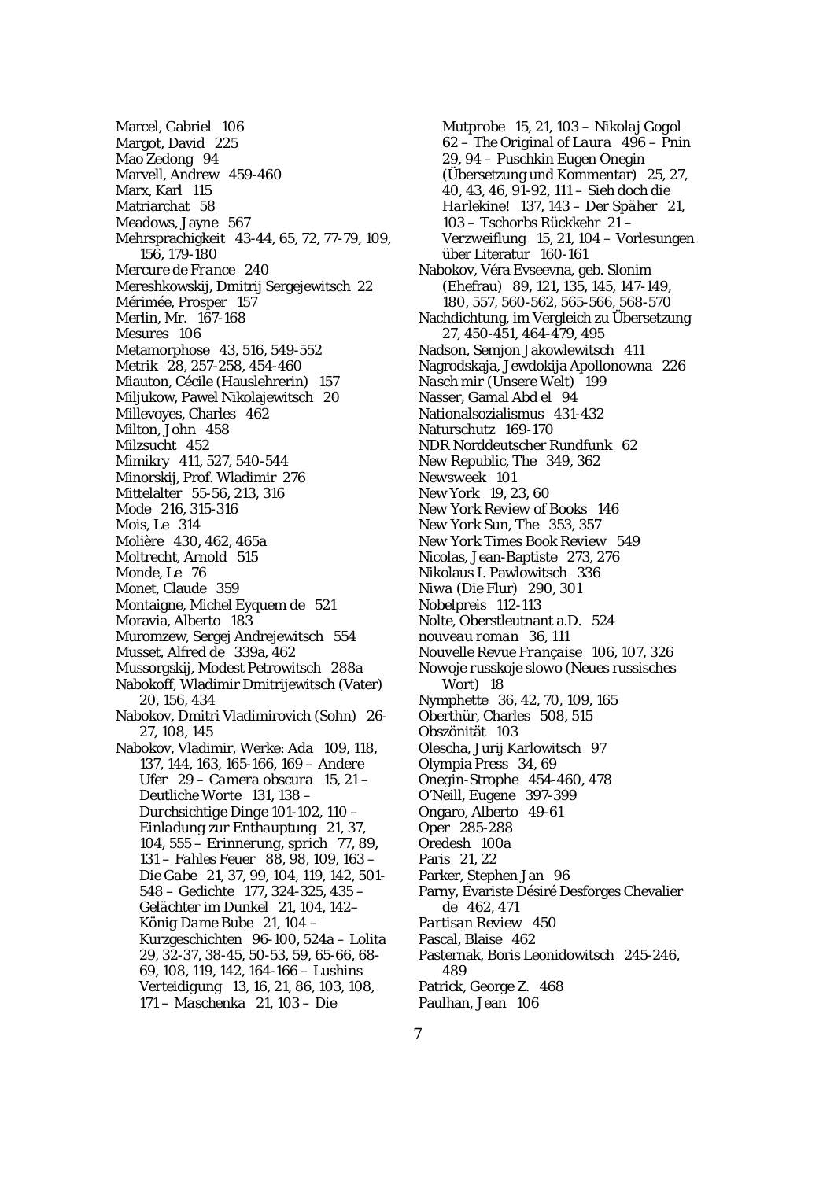Marcel, Gabriel 106
Margot, David 225
Mao Zedong 94
Marvell, Andrew 459-460
Marx, Karl 115
Matriarchat 58
Meadows, Jayne 567
Mehrsprachigkeit 43-44, 65, 72, 77-79, 109, 156, 179-180
*Mercure de France* 240
Mereshkowskij, Dmitrij Sergejewitsch 22
Mérimée, Prosper 157
Merlin, Mr. 167-168
*Mesures* 106
Metamorphose 43, 516, 549-552
Metrik 28, 257-258, 454-460
Miauton, Cécile (Hauslehrerin) 157
Miljukow, Pawel Nikolajewitsch 20
Millevoyes, Charles 462
Milton, John 458
Milzsucht 452
Mimikry 411, 527, 540-544
Minorskij, Prof. Wladimir 276
Mittelalter 55-56, 213, 316
Mode 216, 315-316
Mois, Le 314
Molière 430, 462, 465a
Moltrecht, Arnold 515
Monde, Le 76
Monet, Claude 359
Montaigne, Michel Eyquem de 521
Moravia, Alberto 183
Muromzew, Sergej Andrejewitsch 554
Musset, Alfred de 339a, 462
Mussorgskij, Modest Petrowitsch 288a
Nabokoff, Wladimir Dmitrijewitsch (Vater) 20, 156, 434
Nabokov, Dmitri Vladimirovich (Sohn) 26-27, 108, 145
Nabokov, Vladimir, Werke: *Ada* 109, 118, 137, 144, 163, 165-166, 169 – *Andere Ufer* 29 – *Camera obscura* 15, 21 – *Deutliche Worte* 131, 138 – *Durchsichtige Dinge* 101-102, 110 – *Einladung zur Enthauptung* 21, 37, 104, 555 – *Erinnerung, sprich* 77, 89, 131 – *Fahles Feuer* 88, 98, 109, 163 – *Die Gabe* 21, 37, 99, 104, 119, 142, 501-548 – Gedichte 177, 324-325, 435 – *Gelächter im Dunkel* 21, 104, 142– *König Dame Bube* 21, 104 – Kurzgeschichten 96-100, 524a – *Lolita* 29, 32-37, 38-45, 50-53, 59, 65-66, 68-69, 108, 119, 142, 164-166 – *Lushins Verteidigung* 13, 16, 21, 86, 103, 108, 171 – *Maschenka* 21, 103 – *Die Mutprobe* 15, 21, 103 – *Nikolaj Gogol* 62 – *The Original of Laura* 496 – *Pnin* 29, 94 – Puschkin *Eugen Onegin* (Übersetzung und Kommentar) 25, 27, 40, 43, 46, 91-92, 111 – *Sieh doch die Harlekine!* 137, 143 – *Der Späher* 21, 103 – *Tschorbs Rückkehr* 21 – *Verzweiflung* 15, 21, 104 – *Vorlesungen über Literatur* 160-161
Nabokov, Véra Evseevna, geb. Slonim (Ehefrau) 89, 121, 135, 145, 147-149, 180, 557, 560-562, 565-566, 568-570
Nachdichtung, im Vergleich zu Übersetzung 27, 450-451, 464-479, 495
Nadson, Semjon Jakowlewitsch 411
Nagrodskaja, Jewdokija Apollonowna 226
*Nasch mir* (Unsere Welt) 199
Nasser, Gamal Abd el 94
Nationalsozialismus 431-432
Naturschutz 169-170
NDR Norddeutscher Rundfunk 62
New Republic, The 349, 362
Newsweek 101
New York 19, 23, 60
New York Review of Books 146
New York Sun, The 353, 357
New York Times Book Review 549
Nicolas, Jean-Baptiste 273, 276
Nikolaus I. Pawlowitsch 336
Niwa (Die Flur) 290, 301
Nobelpreis 112-113
Nolte, Oberstleutnant a.D. 524
*nouveau roman* 36, 111
*Nouvelle Revue Française* 106, 107, 326
Nowoje russkoje slowo (Neues russisches Wort) 18
Nymphette 36, 42, 70, 109, 165
Oberthür, Charles 508, 515
Obszönität 103
Oleschа, Jurij Karlowitsch 97
Olympia Press 34, 69
Onegin-Strophe 454-460, 478
O'Neill, Eugene 397-399
Ongaro, Alberto 49-61
Oper 285-288
Oredesh 100a
Paris 21, 22
Parker, Stephen Jan 96
Parny, Évariste Désiré Desforges Chevalier de 462, 471
*Partisan Review* 450
Pascal, Blaise 462
Pasternak, Boris Leonidowitsch 245-246, 489
Patrick, George Z. 468
Paulhan, Jean 106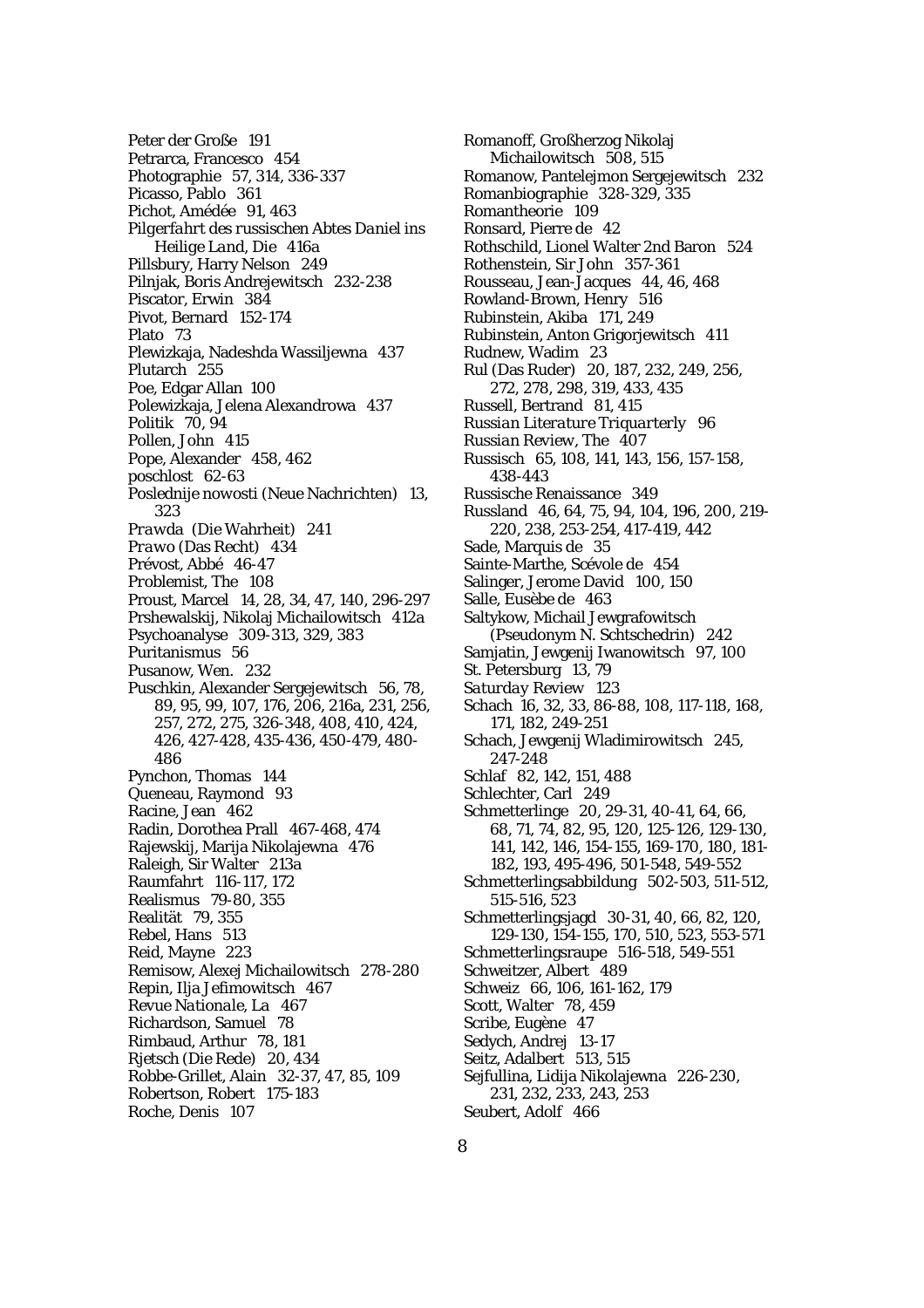Peter der Große 191
Petrarca, Francesco 454
Photographie 57, 314, 336-337
Picasso, Pablo 361
Pichot, Amédée 91, 463
*Pilgerfahrt des russischen Abtes Daniel ins Heilige Land, Die* 416a
Pillsbury, Harry Nelson 249
Pilnjak, Boris Andrejewitsch 232-238
Piscator, Erwin 384
Pivot, Bernard 152-174
Plato 73
Plewizkaja, Nadeshda Wassiljewna 437
Plutarch 255
Poe, Edgar Allan 100
Polewizkaja, Jelena Alexandrowa 437
Politik 70, 94
Pollen, John 415
Pope, Alexander 458, 462
poschlost 62-63
Poslednije nowosti (Neue Nachrichten) 13, 323
*Prawda* (Die Wahrheit) 241
*Prawo* (Das Recht) 434
Prévost, Abbé 46-47
*Problemist, The* 108
Proust, Marcel 14, 28, 34, 47, 140, 296-297
Prshewalskij, Nikolaj Michailowitsch 412a
Psychoanalyse 309-313, 329, 383
Puritanismus 56
Pusanow, Wen. 232
Puschkin, Alexander Sergejewitsch 56, 78, 89, 95, 99, 107, 176, 206, 216a, 231, 256, 257, 272, 275, 326-348, 408, 410, 424, 426, 427-428, 435-436, 450-479, 480-486
Pynchon, Thomas 144
Queneau, Raymond 93
Racine, Jean 462
Radin, Dorothea Prall 467-468, 474
Rajewskij, Marija Nikolajewna 476
Raleigh, Sir Walter 213a
Raumfahrt 116-117, 172
Realismus 79-80, 355
Realität 79, 355
Rebel, Hans 513
Reid, Mayne 223
Remisow, Alexej Michailowitsch 278-280
Repin, Ilja Jefimowitsch 467
*Revue Nationale, La* 467
Richardson, Samuel 78
Rimbaud, Arthur 78, 181
Rjetsch (Die Rede) 20, 434
Robbe-Grillet, Alain 32-37, 47, 85, 109
Robertson, Robert 175-183
Roche, Denis 107
Romanoff, Großherzog Nikolaj Michailowitsch 508, 515
Romanow, Pantelejmon Sergejewitsch 232
Romanbiographie 328-329, 335
Romantheorie 109
Ronsard, Pierre de 42
Rothschild, Lionel Walter 2nd Baron 524
Rothenstein, Sir John 357-361
Rousseau, Jean-Jacques 44, 46, 468
Rowland-Brown, Henry 516
Rubinstein, Akiba 171, 249
Rubinstein, Anton Grigorjewitsch 411
Rudnew, Wadim 23
Rul (Das Ruder) 20, 187, 232, 249, 256, 272, 278, 298, 319, 433, 435
Russell, Bertrand 81, 415
*Russian Literature Triquarterly* 96
*Russian Review, The* 407
Russisch 65, 108, 141, 143, 156, 157-158, 438-443
Russische Renaissance 349
Russland 46, 64, 75, 94, 104, 196, 200, 219-220, 238, 253-254, 417-419, 442
Sade, Marquis de 35
Sainte-Marthe, Scévole de 454
Salinger, Jerome David 100, 150
Salle, Eusèbe de 463
Saltykow, Michail Jewgrafowitsch (Pseudonym N. Schtschedrin) 242
Samjatin, Jewgenij Iwanowitsch 97, 100
St. Petersburg 13, 79
*Saturday Review* 123
Schach 16, 32, 33, 86-88, 108, 117-118, 168, 171, 182, 249-251
Schach, Jewgenij Wladimirowitsch 245, 247-248
Schlaf 82, 142, 151, 488
Schlechter, Carl 249
Schmetterlinge 20, 29-31, 40-41, 64, 66, 68, 71, 74, 82, 95, 120, 125-126, 129-130, 141, 142, 146, 154-155, 169-170, 180, 181-182, 193, 495-496, 501-548, 549-552
Schmetterlingsabbildung 502-503, 511-512, 515-516, 523
Schmetterlingsjagd 30-31, 40, 66, 82, 120, 129-130, 154-155, 170, 510, 523, 553-571
Schmetterlingsraupe 516-518, 549-551
Schweitzer, Albert 489
Schweiz 66, 106, 161-162, 179
Scott, Walter 78, 459
Scribe, Eugène 47
Sedych, Andrej 13-17
Seitz, Adalbert 513, 515
Sejfullina, Lidija Nikolajewna 226-230, 231, 232, 233, 243, 253
Seubert, Adolf 466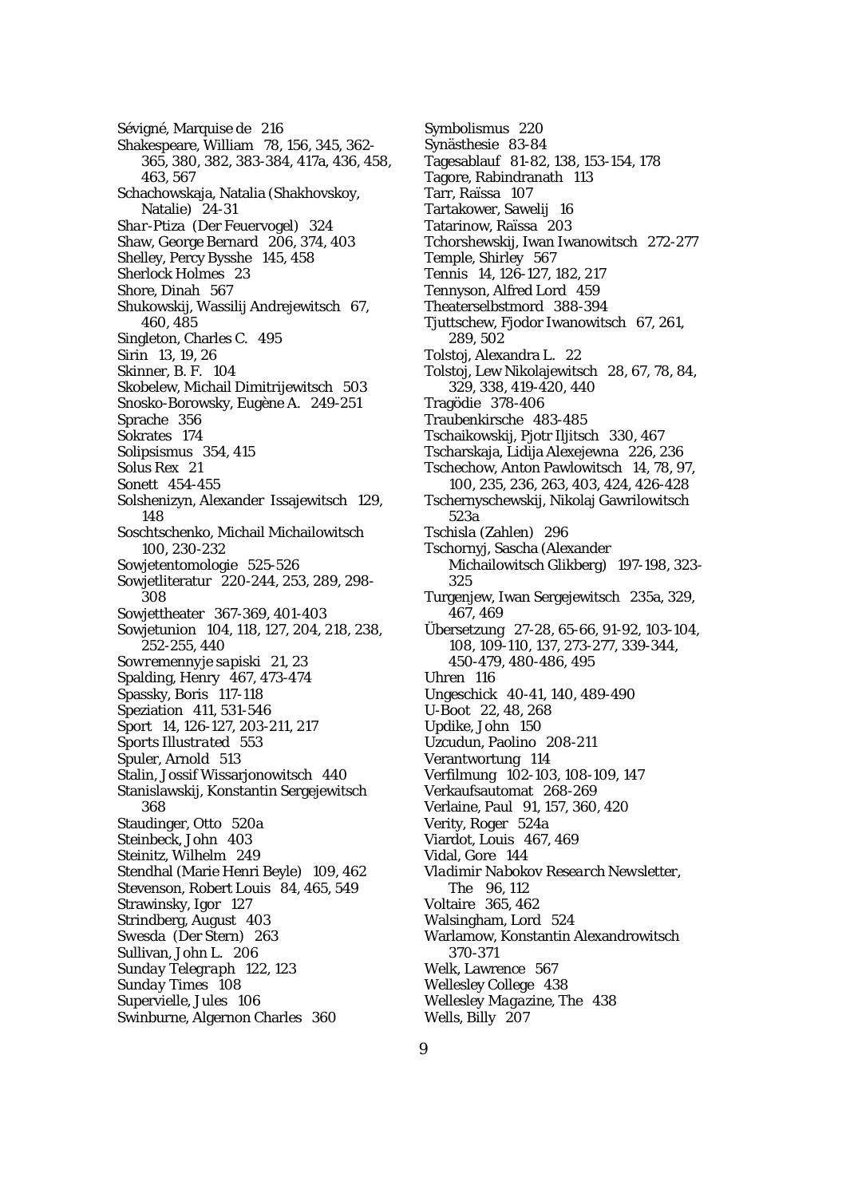Sévigné, Marquise de 216
Shakespeare, William 78, 156, 345, 362-365, 380, 382, 383-384, 417a, 436, 458, 463, 567
Schachowskaja, Natalia (Shakhovskoy, Natalie) 24-31
*Shar-Ptiza* (Der Feuervogel) 324
Shaw, George Bernard 206, 374, 403
Shelley, Percy Bysshe 145, 458
Sherlock Holmes 23
Shore, Dinah 567
Shukowskij, Wassilij Andrejewitsch 67, 460, 485
Singleton, Charles C. 495
Sirin 13, 19, 26
Skinner, B. F. 104
Skobelew, Michail Dimitrijewitsch 503
Snosko-Borowsky, Eugène A. 249-251
Sprache 356
Sokrates 174
Solipsismus 354, 415
Solus Rex 21
Sonett 454-455
Solshenizyn, Alexander Issajewitsch 129, 148
Soschtschenko, Michail Michailowitsch 100, 230-232
Sowjetentomologie 525-526
Sowjetliteratur 220-244, 253, 289, 298-308
Sowjettheater 367-369, 401-403
Sowjetunion 104, 118, 127, 204, 218, 238, 252-255, 440
*Sowremennyje sapiski* 21, 23
Spalding, Henry 467, 473-474
Spassky, Boris 117-118
Speziation 411, 531-546
Sport 14, 126-127, 203-211, 217
*Sports Illustrated* 553
Spuler, Arnold 513
Stalin, Jossif Wissarjonowitsch 440
Stanislawskij, Konstantin Sergejewitsch 368
Staudinger, Otto 520a
Steinbeck, John 403
Steinitz, Wilhelm 249
Stendhal (Marie Henri Beyle) 109, 462
Stevenson, Robert Louis 84, 465, 549
Strawinsky, Igor 127
Strindberg, August 403
*Swesda* (Der Stern) 263
Sullivan, John L. 206
*Sunday Telegraph* 122, 123
*Sunday Times* 108
Supervielle, Jules 106
Swinburne, Algernon Charles 360
Symbolismus 220
Synästhesie 83-84
Tagesablauf 81-82, 138, 153-154, 178
Tagore, Rabindranath 113
Tarr, Raïssa 107
Tartakower, Sawelij 16
Tatarinow, Raïssa 203
Tchorshewskij, Iwan Iwanowitsch 272-277
Temple, Shirley 567
Tennis 14, 126-127, 182, 217
Tennyson, Alfred Lord 459
Theaterselbstmord 388-394
Tjuttschew, Fjodor Iwanowitsch 67, 261, 289, 502
Tolstoj, Alexandra L. 22
Tolstoj, Lew Nikolajewitsch 28, 67, 78, 84, 329, 338, 419-420, 440
Tragödie 378-406
Traubenkirsche 483-485
Tschaikowskij, Pjotr Iljitsch 330, 467
Tscharskaja, Lidija Alexejewna 226, 236
Tschechow, Anton Pawlowitsch 14, 78, 97, 100, 235, 236, 263, 403, 424, 426-428
Tschernyschewskij, Nikolaj Gawrilowitsch 523a
*Tschisla* (Zahlen) 296
Tschornyj, Sascha (Alexander Michailowitsch Glikberg) 197-198, 323-325
Turgenjew, Iwan Sergejewitsch 235a, 329, 467, 469
Übersetzung 27-28, 65-66, 91-92, 103-104, 108, 109-110, 137, 273-277, 339-344, 450-479, 480-486, 495
Uhren 116
Ungeschick 40-41, 140, 489-490
U-Boot 22, 48, 268
Updike, John 150
Uzcudun, Paolino 208-211
Verantwortung 114
Verfilmung 102-103, 108-109, 147
Verkaufsautomat 268-269
Verlaine, Paul 91, 157, 360, 420
Verity, Roger 524a
Viardot, Louis 467, 469
Vidal, Gore 144
*Vladimir Nabokov Research Newsletter, The* 96, 112
Voltaire 365, 462
Walsingham, Lord 524
Warlamow, Konstantin Alexandrowitsch 370-371
Welk, Lawrence 567
Wellesley College 438
*Wellesley Magazine, The* 438
Wells, Billy 207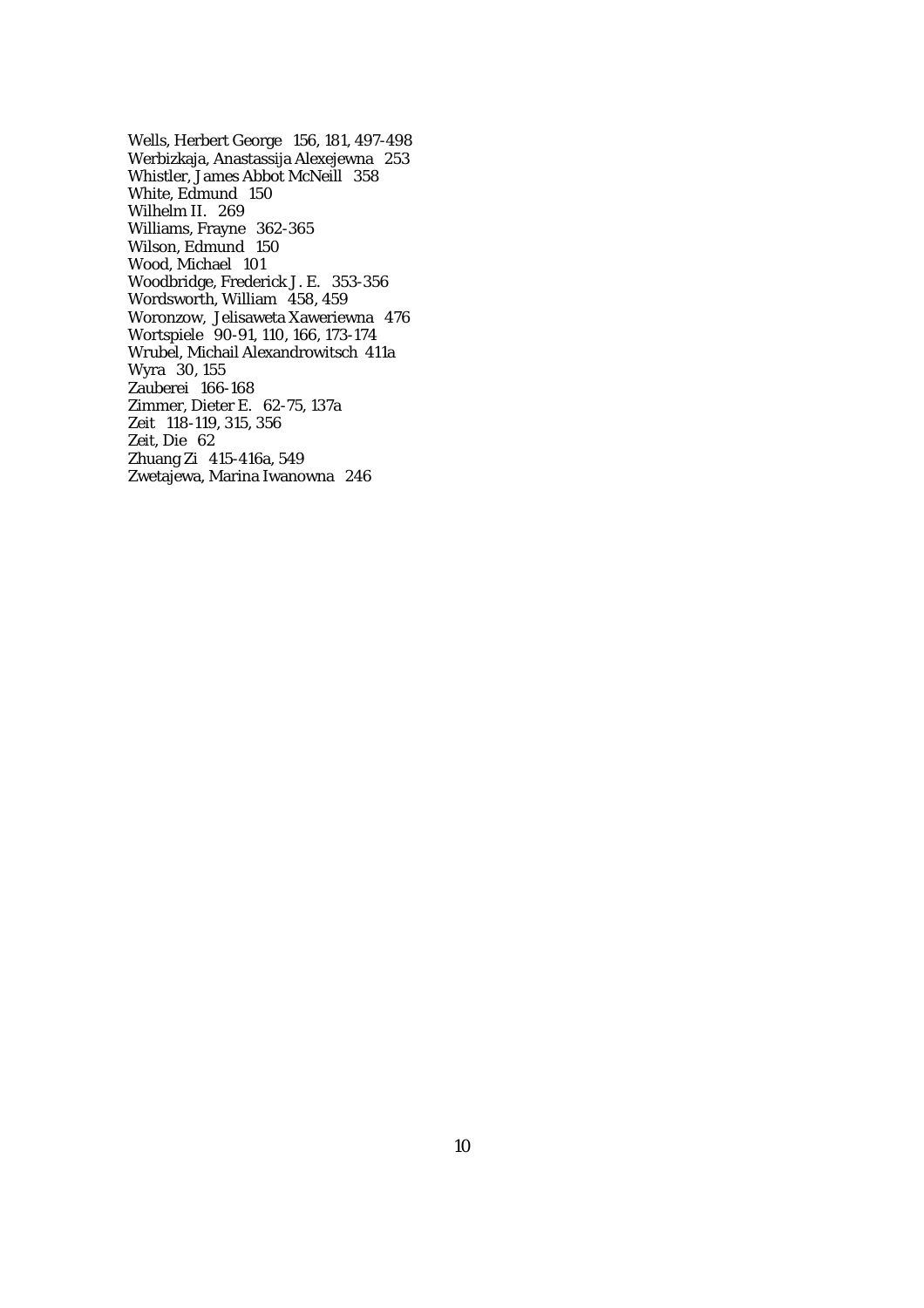Wells, Herbert George 156, 181, 497-498
Werbizkaja, Anastassija Alexejewna 253
Whistler, James Abbot McNeill 358
White, Edmund 150
Wilhelm II. 269
Williams, Frayne 362-365
Wilson, Edmund 150
Wood, Michael 101
Woodbridge, Frederick J. E. 353-356
Wordsworth, William 458, 459
Woronzow, Jelisaweta Xaweriewna 476
Wortspiele 90-91, 110, 166, 173-174
Wrubel, Michail Alexandrowitsch 411a
Wyra 30, 155
Zauberei 166-168
Zimmer, Dieter E. 62-75, 137a
Zeit 118-119, 315, 356
Zeit, Die 62
Zhuang Zi 415-416a, 549
Zwetajewa, Marina Iwanowna 246